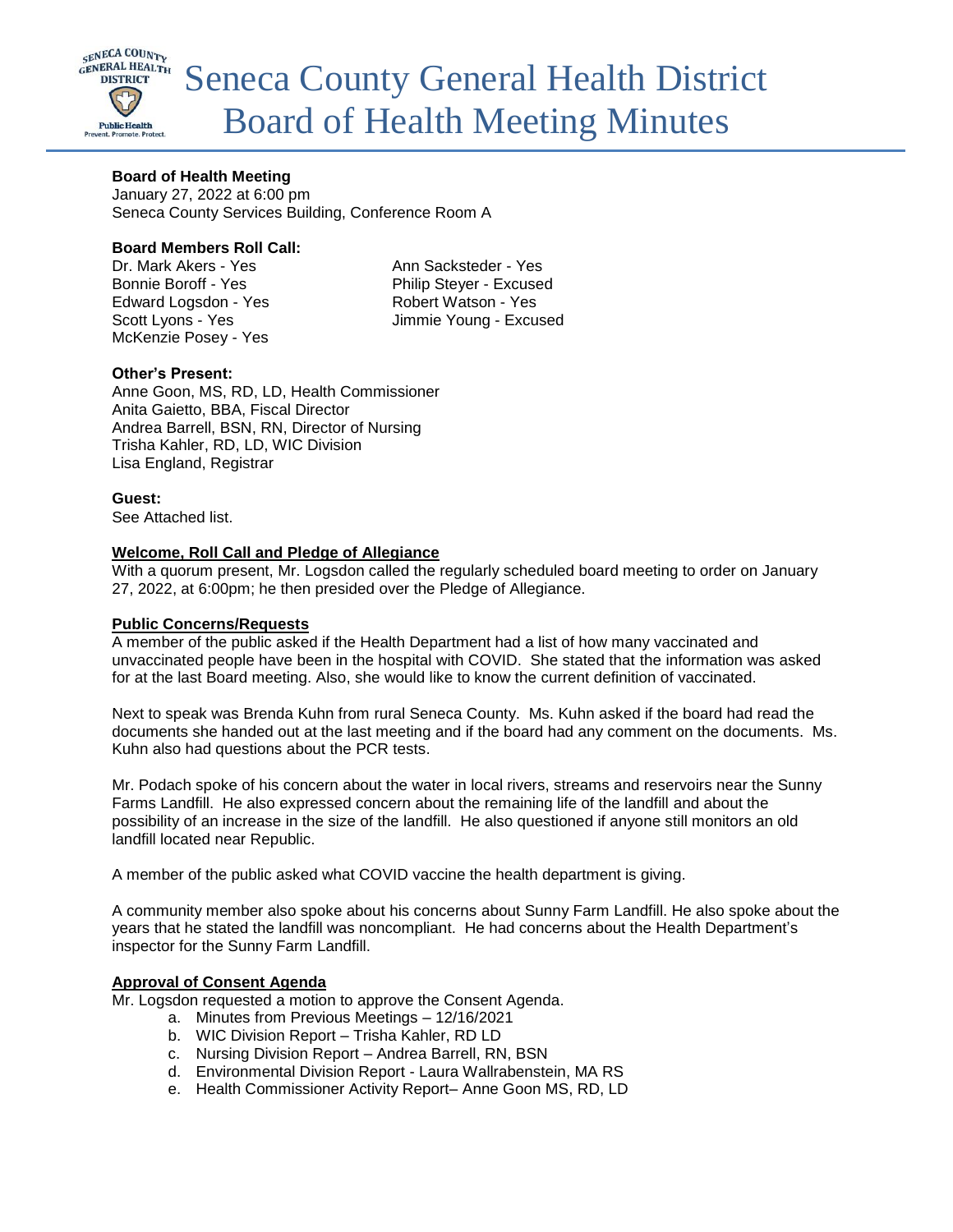# Seneca County General Health District Board of Health Meeting Minutes

**Board of Health Meeting**
January 27, 2022 at 6:00 pm
Seneca County Services Building, Conference Room A

**Board Members Roll Call:**

Dr. Mark Akers - Yes
Bonnie Boroff - Yes
Edward Logsdon - Yes
Scott Lyons - Yes
McKenzie Posey - Yes
Ann Sacksteder - Yes
Philip Steyer - Excused
Robert Watson - Yes
Jimmie Young - Excused

**Other's Present:**
Anne Goon, MS, RD, LD, Health Commissioner
Anita Gaietto, BBA, Fiscal Director
Andrea Barrell, BSN, RN, Director of Nursing
Trisha Kahler, RD, LD, WIC Division
Lisa England, Registrar

**Guest:**
See Attached list.

**Welcome, Roll Call and Pledge of Allegiance**

With a quorum present, Mr. Logsdon called the regularly scheduled board meeting to order on January 27, 2022, at 6:00pm; he then presided over the Pledge of Allegiance.

**Public Concerns/Requests**

A member of the public asked if the Health Department had a list of how many vaccinated and unvaccinated people have been in the hospital with COVID. She stated that the information was asked for at the last Board meeting. Also, she would like to know the current definition of vaccinated.

Next to speak was Brenda Kuhn from rural Seneca County. Ms. Kuhn asked if the board had read the documents she handed out at the last meeting and if the board had any comment on the documents. Ms. Kuhn also had questions about the PCR tests.

Mr. Podach spoke of his concern about the water in local rivers, streams and reservoirs near the Sunny Farms Landfill. He also expressed concern about the remaining life of the landfill and about the possibility of an increase in the size of the landfill. He also questioned if anyone still monitors an old landfill located near Republic.

A member of the public asked what COVID vaccine the health department is giving.

A community member also spoke about his concerns about Sunny Farm Landfill. He also spoke about the years that he stated the landfill was noncompliant. He had concerns about the Health Department's inspector for the Sunny Farm Landfill.

**Approval of Consent Agenda**

Mr. Logsdon requested a motion to approve the Consent Agenda.

a. Minutes from Previous Meetings – 12/16/2021
b. WIC Division Report – Trisha Kahler, RD LD
c. Nursing Division Report – Andrea Barrell, RN, BSN
d. Environmental Division Report - Laura Wallrabenstein, MA RS
e. Health Commissioner Activity Report– Anne Goon MS, RD, LD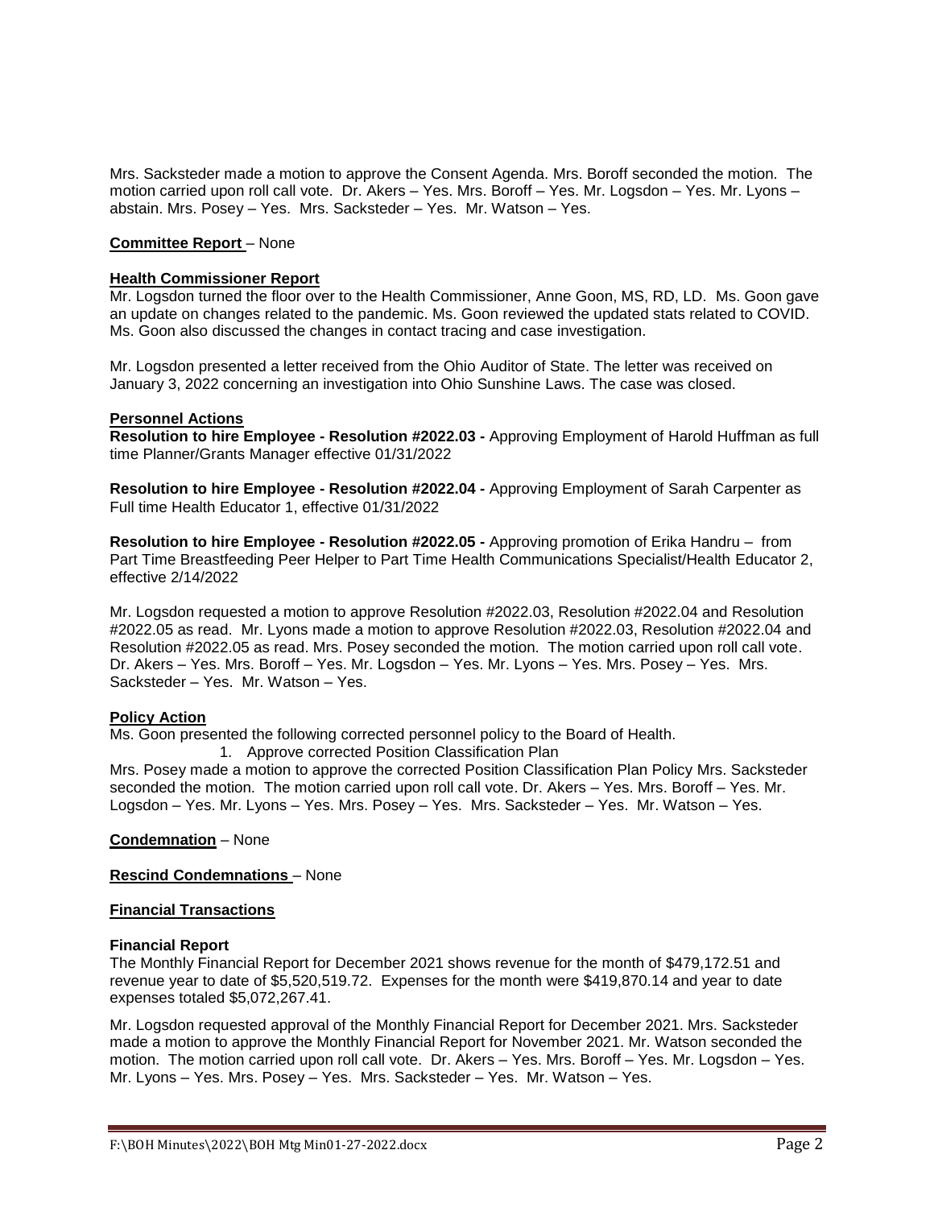Mrs. Sacksteder made a motion to approve the Consent Agenda. Mrs. Boroff seconded the motion. The motion carried upon roll call vote. Dr. Akers – Yes. Mrs. Boroff – Yes. Mr. Logsdon – Yes. Mr. Lyons – abstain. Mrs. Posey – Yes. Mrs. Sacksteder – Yes. Mr. Watson – Yes.

**Committee Report** – None

**Health Commissioner Report**

Mr. Logsdon turned the floor over to the Health Commissioner, Anne Goon, MS, RD, LD. Ms. Goon gave an update on changes related to the pandemic. Ms. Goon reviewed the updated stats related to COVID. Ms. Goon also discussed the changes in contact tracing and case investigation.

Mr. Logsdon presented a letter received from the Ohio Auditor of State. The letter was received on January 3, 2022 concerning an investigation into Ohio Sunshine Laws. The case was closed.

**Personnel Actions**

**Resolution to hire Employee - Resolution #2022.03 -** Approving Employment of Harold Huffman as full time Planner/Grants Manager effective 01/31/2022

**Resolution to hire Employee - Resolution #2022.04 -** Approving Employment of Sarah Carpenter as Full time Health Educator 1, effective 01/31/2022

**Resolution to hire Employee - Resolution #2022.05 -** Approving promotion of Erika Handru – from Part Time Breastfeeding Peer Helper to Part Time Health Communications Specialist/Health Educator 2, effective 2/14/2022

Mr. Logsdon requested a motion to approve Resolution #2022.03, Resolution #2022.04 and Resolution #2022.05 as read. Mr. Lyons made a motion to approve Resolution #2022.03, Resolution #2022.04 and Resolution #2022.05 as read. Mrs. Posey seconded the motion. The motion carried upon roll call vote. Dr. Akers – Yes. Mrs. Boroff – Yes. Mr. Logsdon – Yes. Mr. Lyons – Yes. Mrs. Posey – Yes. Mrs. Sacksteder – Yes. Mr. Watson – Yes.

**Policy Action**

Ms. Goon presented the following corrected personnel policy to the Board of Health.

1. Approve corrected Position Classification Plan

Mrs. Posey made a motion to approve the corrected Position Classification Plan Policy Mrs. Sacksteder seconded the motion. The motion carried upon roll call vote. Dr. Akers – Yes. Mrs. Boroff – Yes. Mr. Logsdon – Yes. Mr. Lyons – Yes. Mrs. Posey – Yes. Mrs. Sacksteder – Yes. Mr. Watson – Yes.

**Condemnation** – None

**Rescind Condemnations** – None

**Financial Transactions**

**Financial Report**

The Monthly Financial Report for December 2021 shows revenue for the month of $479,172.51 and revenue year to date of $5,520,519.72. Expenses for the month were $419,870.14 and year to date expenses totaled $5,072,267.41.

Mr. Logsdon requested approval of the Monthly Financial Report for December 2021. Mrs. Sacksteder made a motion to approve the Monthly Financial Report for November 2021. Mr. Watson seconded the motion. The motion carried upon roll call vote. Dr. Akers – Yes. Mrs. Boroff – Yes. Mr. Logsdon – Yes. Mr. Lyons – Yes. Mrs. Posey – Yes. Mrs. Sacksteder – Yes. Mr. Watson – Yes.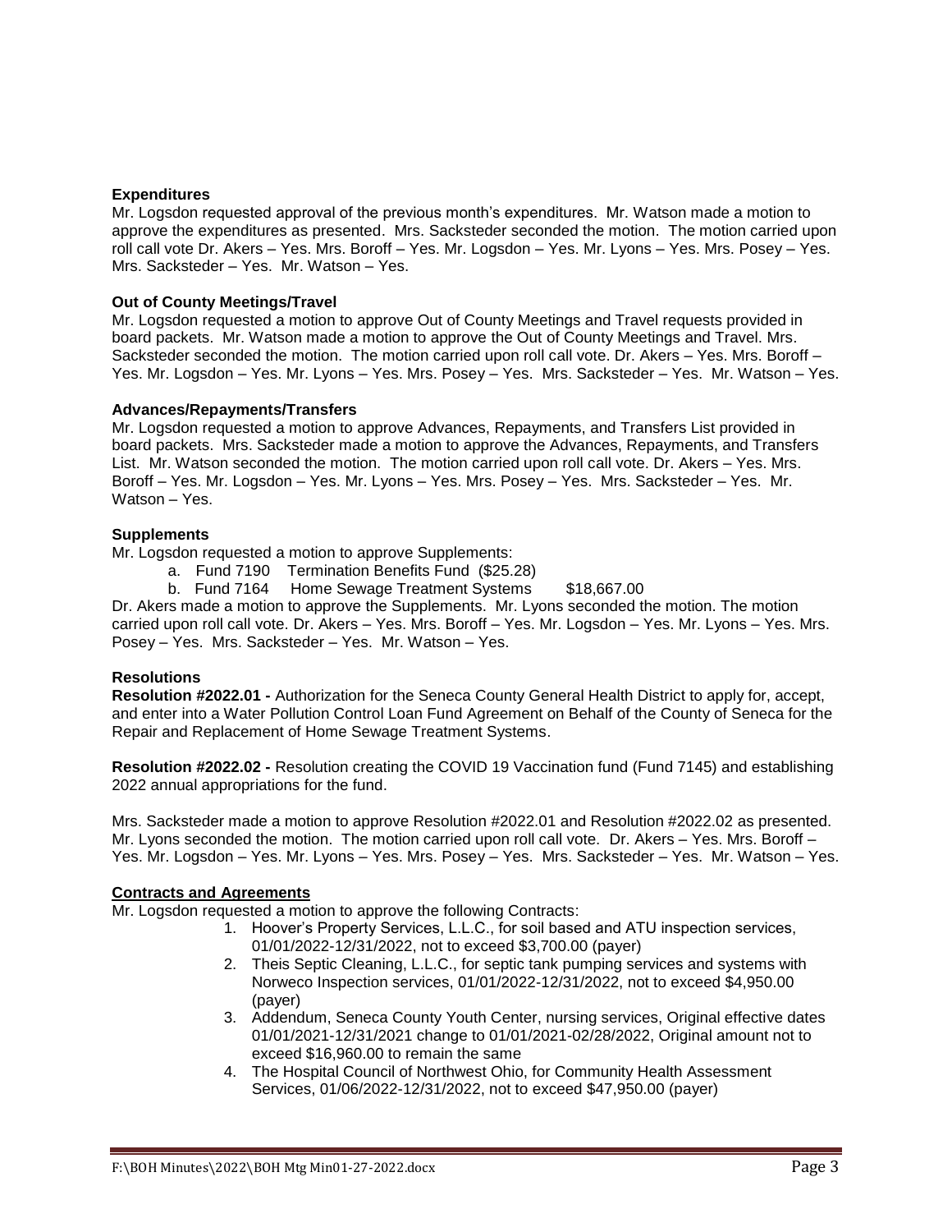**Expenditures**

Mr. Logsdon requested approval of the previous month's expenditures. Mr. Watson made a motion to approve the expenditures as presented. Mrs. Sacksteder seconded the motion. The motion carried upon roll call vote Dr. Akers – Yes. Mrs. Boroff – Yes. Mr. Logsdon – Yes. Mr. Lyons – Yes. Mrs. Posey – Yes. Mrs. Sacksteder – Yes. Mr. Watson – Yes.

**Out of County Meetings/Travel**

Mr. Logsdon requested a motion to approve Out of County Meetings and Travel requests provided in board packets. Mr. Watson made a motion to approve the Out of County Meetings and Travel. Mrs. Sacksteder seconded the motion. The motion carried upon roll call vote. Dr. Akers – Yes. Mrs. Boroff – Yes. Mr. Logsdon – Yes. Mr. Lyons – Yes. Mrs. Posey – Yes. Mrs. Sacksteder – Yes. Mr. Watson – Yes.

**Advances/Repayments/Transfers**

Mr. Logsdon requested a motion to approve Advances, Repayments, and Transfers List provided in board packets. Mrs. Sacksteder made a motion to approve the Advances, Repayments, and Transfers List. Mr. Watson seconded the motion. The motion carried upon roll call vote. Dr. Akers – Yes. Mrs. Boroff – Yes. Mr. Logsdon – Yes. Mr. Lyons – Yes. Mrs. Posey – Yes. Mrs. Sacksteder – Yes. Mr. Watson – Yes.

**Supplements**

Mr. Logsdon requested a motion to approve Supplements:

a. Fund 7190 Termination Benefits Fund ($25.28)
b. Fund 7164 Home Sewage Treatment Systems $18,667.00

Dr. Akers made a motion to approve the Supplements. Mr. Lyons seconded the motion. The motion carried upon roll call vote. Dr. Akers – Yes. Mrs. Boroff – Yes. Mr. Logsdon – Yes. Mr. Lyons – Yes. Mrs. Posey – Yes. Mrs. Sacksteder – Yes. Mr. Watson – Yes.

**Resolutions**

**Resolution #2022.01 -** Authorization for the Seneca County General Health District to apply for, accept, and enter into a Water Pollution Control Loan Fund Agreement on Behalf of the County of Seneca for the Repair and Replacement of Home Sewage Treatment Systems.

**Resolution #2022.02 -** Resolution creating the COVID 19 Vaccination fund (Fund 7145) and establishing 2022 annual appropriations for the fund.

Mrs. Sacksteder made a motion to approve Resolution #2022.01 and Resolution #2022.02 as presented. Mr. Lyons seconded the motion. The motion carried upon roll call vote. Dr. Akers – Yes. Mrs. Boroff – Yes. Mr. Logsdon – Yes. Mr. Lyons – Yes. Mrs. Posey – Yes. Mrs. Sacksteder – Yes. Mr. Watson – Yes.

**Contracts and Agreements**

Mr. Logsdon requested a motion to approve the following Contracts:

1. Hoover's Property Services, L.L.C., for soil based and ATU inspection services, 01/01/2022-12/31/2022, not to exceed $3,700.00 (payer)
2. Theis Septic Cleaning, L.L.C., for septic tank pumping services and systems with Norweco Inspection services, 01/01/2022-12/31/2022, not to exceed $4,950.00 (payer)
3. Addendum, Seneca County Youth Center, nursing services, Original effective dates 01/01/2021-12/31/2021 change to 01/01/2021-02/28/2022, Original amount not to exceed $16,960.00 to remain the same
4. The Hospital Council of Northwest Ohio, for Community Health Assessment Services, 01/06/2022-12/31/2022, not to exceed $47,950.00 (payer)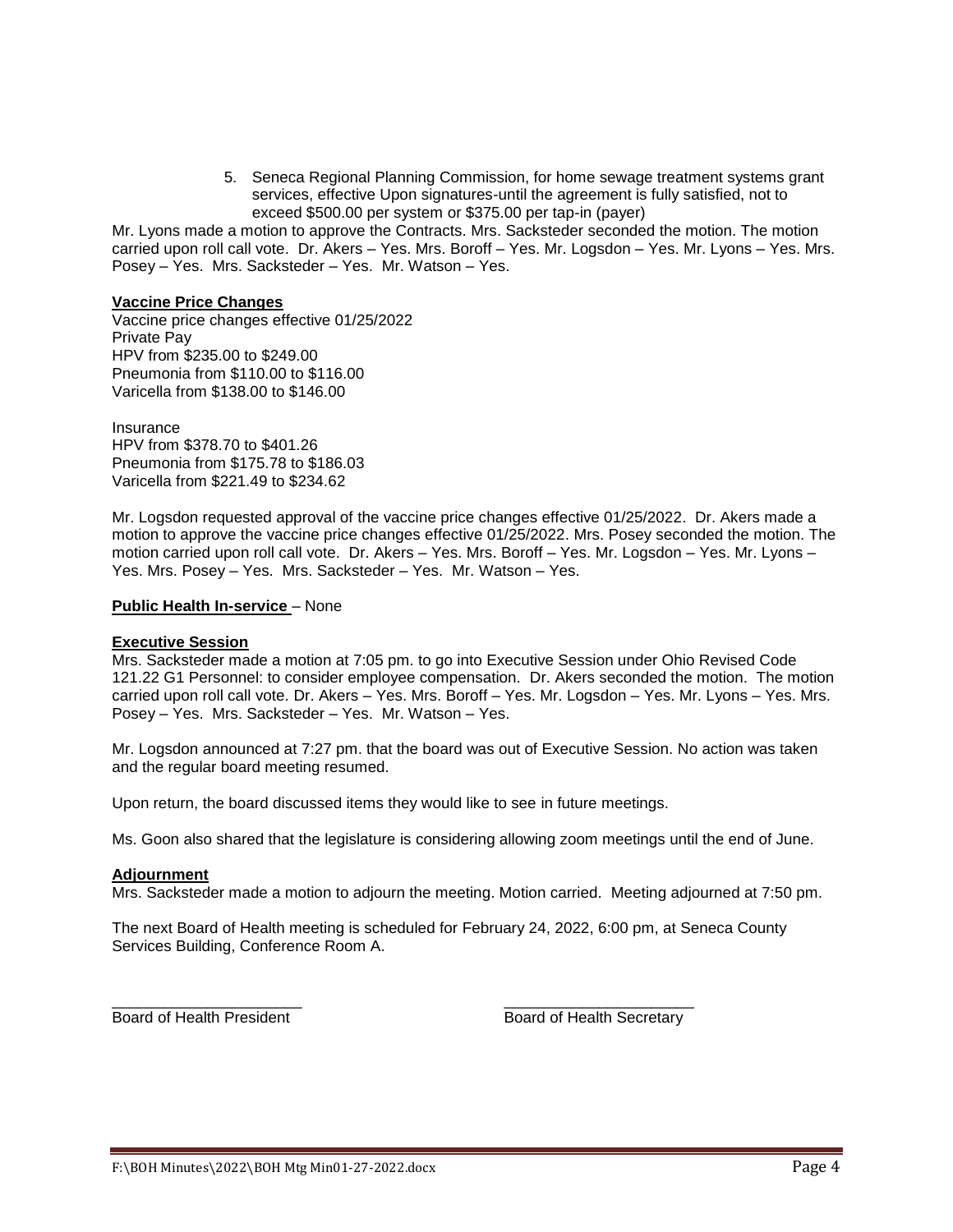5. Seneca Regional Planning Commission, for home sewage treatment systems grant services, effective Upon signatures-until the agreement is fully satisfied, not to exceed $500.00 per system or $375.00 per tap-in (payer)

Mr. Lyons made a motion to approve the Contracts. Mrs. Sacksteder seconded the motion. The motion carried upon roll call vote. Dr. Akers – Yes. Mrs. Boroff – Yes. Mr. Logsdon – Yes. Mr. Lyons – Yes. Mrs. Posey – Yes. Mrs. Sacksteder – Yes. Mr. Watson – Yes.

**Vaccine Price Changes**

Vaccine price changes effective 01/25/2022
Private Pay
HPV from $235.00 to $249.00
Pneumonia from $110.00 to $116.00
Varicella from $138.00 to $146.00

Insurance
HPV from $378.70 to $401.26
Pneumonia from $175.78 to $186.03
Varicella from $221.49 to $234.62

Mr. Logsdon requested approval of the vaccine price changes effective 01/25/2022. Dr. Akers made a motion to approve the vaccine price changes effective 01/25/2022. Mrs. Posey seconded the motion. The motion carried upon roll call vote. Dr. Akers – Yes. Mrs. Boroff – Yes. Mr. Logsdon – Yes. Mr. Lyons – Yes. Mrs. Posey – Yes. Mrs. Sacksteder – Yes. Mr. Watson – Yes.

**Public Health In-service** – None

**Executive Session**

Mrs. Sacksteder made a motion at 7:05 pm. to go into Executive Session under Ohio Revised Code 121.22 G1 Personnel: to consider employee compensation. Dr. Akers seconded the motion. The motion carried upon roll call vote. Dr. Akers – Yes. Mrs. Boroff – Yes. Mr. Logsdon – Yes. Mr. Lyons – Yes. Mrs. Posey – Yes. Mrs. Sacksteder – Yes. Mr. Watson – Yes.

Mr. Logsdon announced at 7:27 pm. that the board was out of Executive Session. No action was taken and the regular board meeting resumed.

Upon return, the board discussed items they would like to see in future meetings.

Ms. Goon also shared that the legislature is considering allowing zoom meetings until the end of June.

**Adjournment**

Mrs. Sacksteder made a motion to adjourn the meeting. Motion carried. Meeting adjourned at 7:50 pm.

The next Board of Health meeting is scheduled for February 24, 2022, 6:00 pm, at Seneca County Services Building, Conference Room A.

\_\_\_\_\_\_\_\_\_\_\_\_\_\_\_\_\_\_\_\_\_\_ \_\_\_\_\_\_\_\_\_\_\_\_\_\_\_\_\_\_\_\_\_\_

Board of Health President Board of Health Secretary

F:\BOH Minutes\2022\BOH Mtg Min01-27-2022.docx